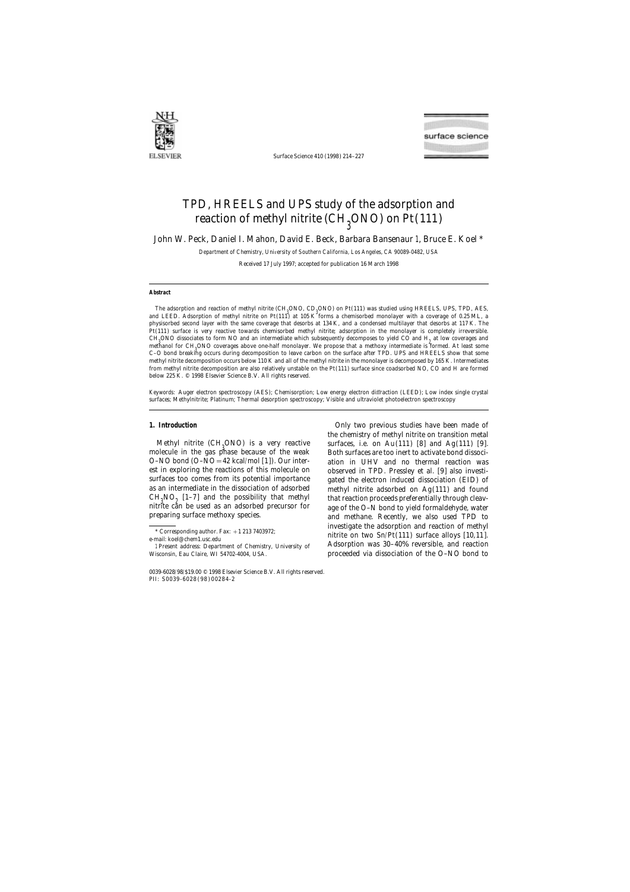# TPD, HREELS and UPS study of the adsorption and reaction of methyl nitrite ($CH_3ONO$) on Pt(111)

John W. Peck, Daniel I. Mahon, David E. Beck, Barbara Bansenaur [1], Bruce E. Koel *

*Department of Chemistry, University of Southern California, Los Angeles, CA 90089-0482, USA*

Received 17 July 1997; accepted for publication 16 March 1998

## Abstract

The adsorption and reaction of methyl nitrite ($CH_3ONO$, $CD_3ONO$) on Pt(111) was studied using HREELS, UPS, TPD, AES, and LEED. Adsorption of methyl nitrite on Pt(111) at 105 K forms a chemisorbed monolayer with a coverage of 0.25 ML, a physisorbed second layer with the same coverage that desorbs at 134 K, and a condensed multilayer that desorbs at 117 K. The Pt(111) surface is very reactive towards chemisorbed methyl nitrite; adsorption in the monolayer is completely irreversible. $CH_3ONO$ dissociates to form NO and an intermediate which subsequently decomposes to yield CO and $H_2$ at low coverages and methanol for $CH_3ONO$ coverages above one-half monolayer. We propose that a methoxy intermediate is formed. At least some C–O bond breaking occurs during decomposition to leave carbon on the surface after TPD. UPS and HREELS show that some methyl nitrite decomposition occurs below 110 K and all of the methyl nitrite in the monolayer is decomposed by 165 K. Intermediates from methyl nitrite decomposition are also relatively unstable on the Pt(111) surface since coadsorbed NO, CO and H are formed below 225 K. © 1998 Elsevier Science B.V. All rights reserved.

*Keywords:* Auger electron spectroscopy (AES); Chemisorption; Low energy electron diffraction (LEED); Low index single crystal surfaces; Methylnitrite; Platinum; Thermal desorption spectroscopy; Visible and ultraviolet photoelectron spectroscopy

## 1. Introduction

Methyl nitrite ($CH_3ONO$) is a very reactive molecule in the gas phase because of the weak O–NO bond (O–NO = 42 kcal/mol [1]). Our interest in exploring the reactions of this molecule on surfaces too comes from its potential importance as an intermediate in the dissociation of adsorbed $CH_3NO_2$ [1–7] and the possibility that methyl nitrite can be used as an adsorbed precursor for preparing surface methoxy species.

Only two previous studies have been made of the chemistry of methyl nitrite on transition metal surfaces, i.e. on Au(111) [8] and Ag(111) [9]. Both surfaces are too inert to activate bond dissociation in UHV and no thermal reaction was observed in TPD. Pressley et al. [9] also investigated the electron induced dissociation (EID) of methyl nitrite adsorbed on Ag(111) and found that reaction proceeds preferentially through cleavage of the O–N bond to yield formaldehyde, water and methane. Recently, we also used TPD to investigate the adsorption and reaction of methyl nitrite on two Sn/Pt(111) surface alloys [10,11]. Adsorption was 30–40% reversible, and reaction proceeded via dissociation of the O–NO bond to

* Corresponding author. Fax: +1 213 7403972; e-mail: koel@chem1.usc.edu

[1] Present address: Department of Chemistry, University of Wisconsin, Eau Claire, WI 54702-4004, USA.

0039-6028/98/$19.00 © 1998 Elsevier Science B.V. All rights reserved.
PII: S0039-6028(98)00284-2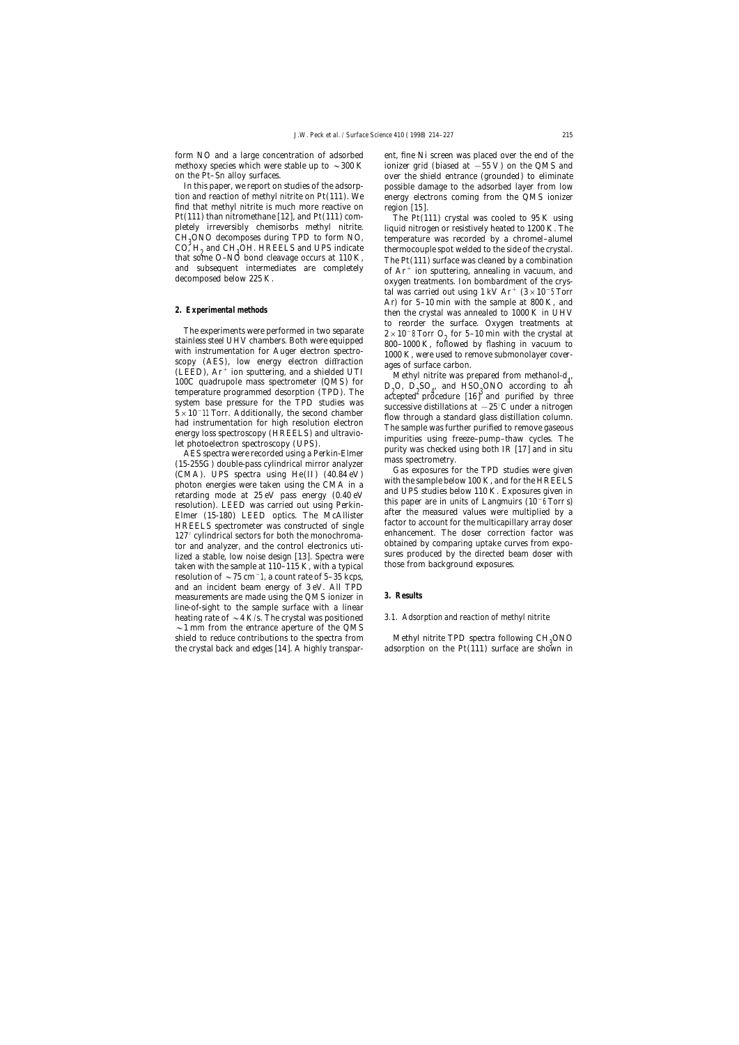form NO and a large concentration of adsorbed methoxy species which were stable up to ~300 K on the Pt–Sn alloy surfaces.

In this paper, we report on studies of the adsorption and reaction of methyl nitrite on Pt(111). We find that methyl nitrite is much more reactive on Pt(111) than nitromethane [12], and Pt(111) completely irreversibly chemisorbs methyl nitrite. $CH_3ONO$ decomposes during TPD to form NO, CO, $H_2$ and $CH_3OH$. HREELS and UPS indicate that some O–NO bond cleavage occurs at 110 K, and subsequent intermediates are completely decomposed below 225 K.

## 2. Experimental methods

The experiments were performed in two separate stainless steel UHV chambers. Both were equipped with instrumentation for Auger electron spectroscopy (AES), low energy electron diffraction (LEED), $Ar^+$ ion sputtering, and a shielded UTI 100C quadrupole mass spectrometer (QMS) for temperature programmed desorption (TPD). The system base pressure for the TPD studies was $5\times10^{-11}$ Torr. Additionally, the second chamber had instrumentation for high resolution electron energy loss spectroscopy (HREELS) and ultraviolet photoelectron spectroscopy (UPS).

AES spectra were recorded using a Perkin-Elmer (15-255G) double-pass cylindrical mirror analyzer (CMA). UPS spectra using He(II) (40.84 eV) photon energies were taken using the CMA in a retarding mode at 25 eV pass energy (0.40 eV resolution). LEED was carried out using Perkin-Elmer (15-180) LEED optics. The McAllister HREELS spectrometer was constructed of single 127° cylindrical sectors for both the monochromator and analyzer, and the control electronics utilized a stable, low noise design [13]. Spectra were taken with the sample at 110–115 K, with a typical resolution of ~75 $cm^{-1}$, a count rate of 5–35 kcps, and an incident beam energy of 3 eV. All TPD measurements are made using the QMS ionizer in line-of-sight to the sample surface with a linear heating rate of ~4 K/s. The crystal was positioned ~1 mm from the entrance aperture of the QMS shield to reduce contributions to the spectra from the crystal back and edges [14]. A highly transparent, fine Ni screen was placed over the end of the ionizer grid (biased at −55 V) on the QMS and over the shield entrance (grounded) to eliminate possible damage to the adsorbed layer from low energy electrons coming from the QMS ionizer region [15].

The Pt(111) crystal was cooled to 95 K using liquid nitrogen or resistively heated to 1200 K. The temperature was recorded by a chromel–alumel thermocouple spot welded to the side of the crystal. The Pt(111) surface was cleaned by a combination of $Ar^+$ ion sputtering, annealing in vacuum, and oxygen treatments. Ion bombardment of the crystal was carried out using 1 kV $Ar^+$ ($3\times10^{-5}$ Torr Ar) for 5–10 min with the sample at 800 K, and then the crystal was annealed to 1000 K in UHV to reorder the surface. Oxygen treatments at $2\times10^{-8}$ Torr $O_2$ for 5–10 min with the crystal at 800–1000 K, followed by flashing in vacuum to 1000 K, were used to remove submonolayer coverages of surface carbon.

Methyl nitrite was prepared from methanol-$d_4$, $D_2O$, $D_2SO_4$, and $HSO_3ONO$ according to an accepted procedure [16] and purified by three successive distillations at −25°C under a nitrogen flow through a standard glass distillation column. The sample was further purified to remove gaseous impurities using freeze–pump–thaw cycles. The purity was checked using both IR [17] and in situ mass spectrometry.

Gas exposures for the TPD studies were given with the sample below 100 K, and for the HREELS and UPS studies below 110 K. Exposures given in this paper are in units of Langmuirs ($10^{-6}$ Torr s) after the measured values were multiplied by a factor to account for the multicapillary array doser enhancement. The doser correction factor was obtained by comparing uptake curves from exposures produced by the directed beam doser with those from background exposures.

## 3. Results

### 3.1. Adsorption and reaction of methyl nitrite

Methyl nitrite TPD spectra following $CH_3ONO$ adsorption on the Pt(111) surface are shown in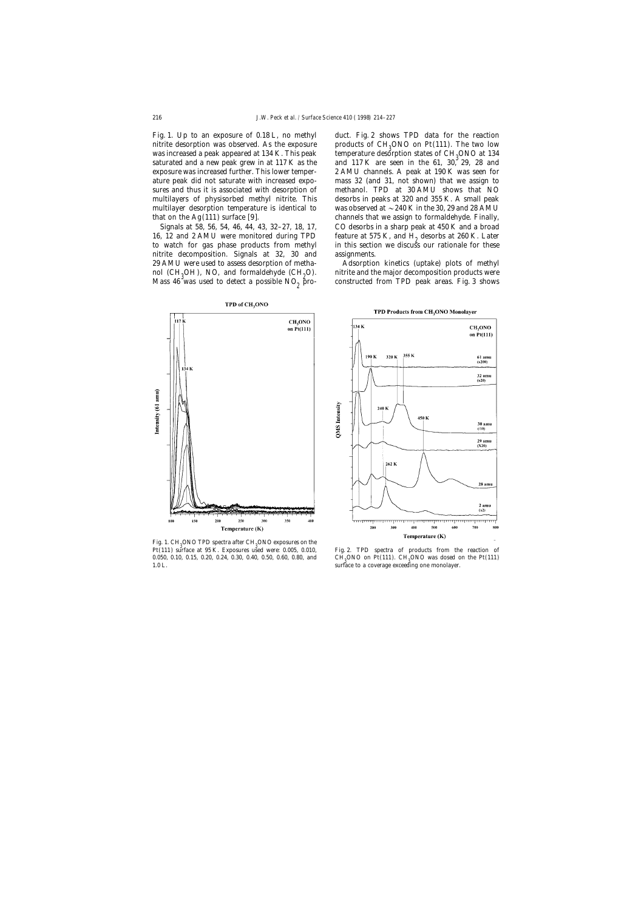Fig. 1. Up to an exposure of 0.18 L, no methyl nitrite desorption was observed. As the exposure was increased a peak appeared at 134 K. This peak saturated and a new peak grew in at 117 K as the exposure was increased further. This lower temperature peak did not saturate with increased exposures and thus it is associated with desorption of multilayers of physisorbed methyl nitrite. This multilayer desorption temperature is identical to that on the Ag(111) surface [9].

Signals at 58, 56, 54, 46, 44, 43, 32–27, 18, 17, 16, 12 and 2 AMU were monitored during TPD to watch for gas phase products from methyl nitrite decomposition. Signals at 32, 30 and 29 AMU were used to assess desorption of methanol ($CH_3OH$), NO, and formaldehyde ($CH_2O$). Mass 46 was used to detect a possible $NO_2$ product. Fig. 2 shows TPD data for the reaction products of $CH_3ONO$ on Pt(111). The two low temperature desorption states of $CH_3ONO$ at 134 and 117 K are seen in the 61, 30, 29, 28 and 2 AMU channels. A peak at 190 K was seen for mass 32 (and 31, not shown) that we assign to methanol. TPD at 30 AMU shows that NO desorbs in peaks at 320 and 355 K. A small peak was observed at ~240 K in the 30, 29 and 28 AMU channels that we assign to formaldehyde. Finally, CO desorbs in a sharp peak at 450 K and a broad feature at 575 K, and $H_2$ desorbs at 260 K. Later in this section we discuss our rationale for these assignments.

Adsorption kinetics (uptake) plots of methyl nitrite and the major decomposition products were constructed from TPD peak areas. Fig. 3 shows

Fig. 1. $CH_3ONO$ TPD spectra after $CH_3ONO$ exposures on the Pt(111) surface at 95 K. Exposures used were: 0.005, 0.010, 0.050, 0.10, 0.15, 0.20, 0.24, 0.30, 0.40, 0.50, 0.60, 0.80, and 1.0 L.

Fig. 2. TPD spectra of products from the reaction of $CH_3ONO$ on Pt(111). $CH_3ONO$ was dosed on the Pt(111) surface to a coverage exceeding one monolayer.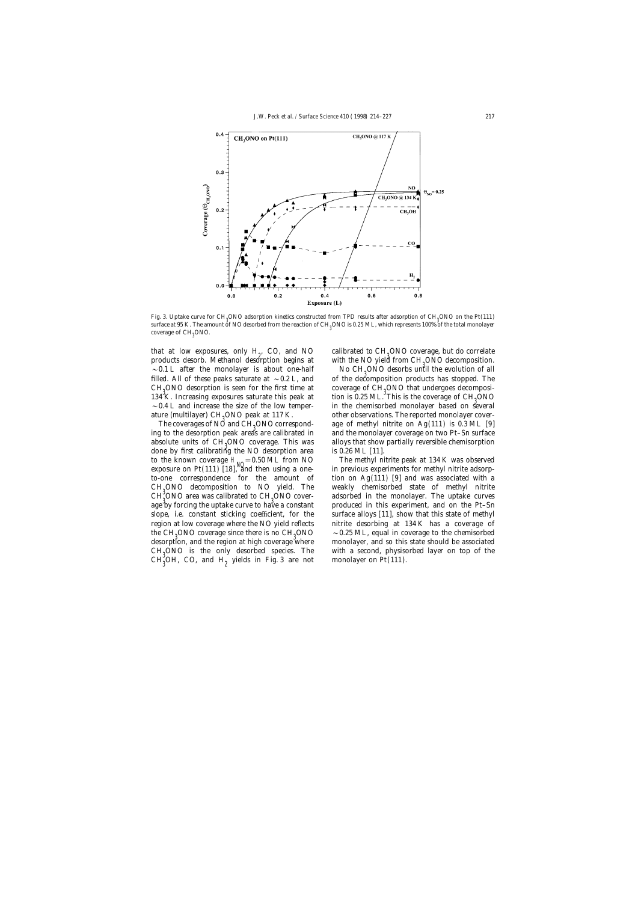Fig. 3. Uptake curve for $CH_3ONO$ adsorption kinetics constructed from TPD results after adsorption of $CH_3ONO$ on the Pt(111) surface at 95 K. The amount of NO desorbed from the reaction of $CH_3ONO$ is 0.25 ML, which represents 100% of the total monolayer coverage of $CH_3ONO$.

that at low exposures, only $H_2$, CO, and NO products desorb. Methanol desorption begins at ~0.1 L after the monolayer is about one-half filled. All of these peaks saturate at ~0.2 L, and $CH_3ONO$ desorption is seen for the first time at 134 K. Increasing exposures saturate this peak at ~0.4 L and increase the size of the low temperature (multilayer) $CH_3ONO$ peak at 117 K.

The coverages of NO and $CH_3ONO$ corresponding to the desorption peak areas are calibrated in absolute units of $CH_3ONO$ coverage. This was done by first calibrating the NO desorption area to the known coverage $\Theta_{NO} = 0.50$ ML from NO exposure on Pt(111) [18], and then using a one-to-one correspondence for the amount of $CH_3ONO$ decomposition to NO yield. The $CH_3ONO$ area was calibrated to $CH_3ONO$ coverage by forcing the uptake curve to have a constant slope, i.e. constant sticking coefficient, for the region at low coverage where the NO yield reflects the $CH_3ONO$ coverage since there is no $CH_3ONO$ desorption, and the region at high coverage where $CH_3ONO$ is the only desorbed species. The $CH_3OH$, CO, and $H_2$ yields in Fig. 3 are not calibrated to $CH_3ONO$ coverage, but do correlate with the NO yield from $CH_3ONO$ decomposition.

No $CH_3ONO$ desorbs until the evolution of all of the decomposition products has stopped. The coverage of $CH_3ONO$ that undergoes decomposition is 0.25 ML. This is the coverage of $CH_3ONO$ in the chemisorbed monolayer based on several other observations. The reported monolayer coverage of methyl nitrite on Ag(111) is 0.3 ML [9] and the monolayer coverage on two Pt–Sn surface alloys that show partially reversible chemisorption is 0.26 ML [11].

The methyl nitrite peak at 134 K was observed in previous experiments for methyl nitrite adsorption on Ag(111) [9] and was associated with a weakly chemisorbed state of methyl nitrite adsorbed in the monolayer. The uptake curves produced in this experiment, and on the Pt–Sn surface alloys [11], show that this state of methyl nitrite desorbing at 134 K has a coverage of ~0.25 ML, equal in coverage to the chemisorbed monolayer, and so this state should be associated with a second, physisorbed layer on top of the monolayer on Pt(111).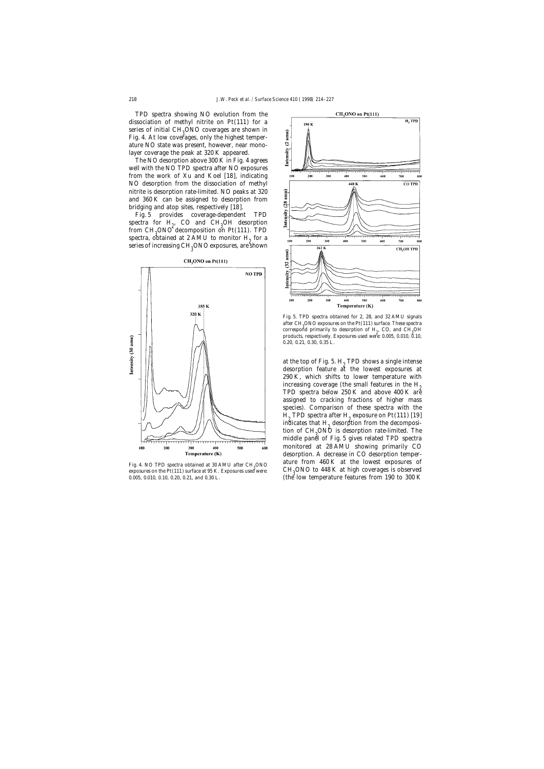TPD spectra showing NO evolution from the dissociation of methyl nitrite on Pt(111) for a series of initial $CH_3ONO$ coverages are shown in Fig. 4. At low coverages, only the highest temperature NO state was present, however, near monolayer coverage the peak at 320 K appeared.

The NO desorption above 300 K in Fig. 4 agrees well with the NO TPD spectra after NO exposures from the work of Xu and Koel [18], indicating NO desorption from the dissociation of methyl nitrite is desorption rate-limited. NO peaks at 320 and 360 K can be assigned to desorption from bridging and atop sites, respectively [18].

Fig. 5 provides coverage-dependent TPD spectra for $H_2$, CO and $CH_3OH$ desorption from $CH_3ONO$ decomposition on Pt(111). TPD spectra, obtained at 2 AMU to monitor $H_2$ for a series of increasing $CH_3ONO$ exposures, are shown

Fig. 4. NO TPD spectra obtained at 30 AMU after $CH_3ONO$ exposures on the Pt(111) surface at 95 K. Exposures used were: 0.005, 0.010, 0.10, 0.20, 0.21, and 0.30 L.

Fig. 5. TPD spectra obtained for 2, 28, and 32 AMU signals after $CH_3ONO$ exposures on the Pt(111) surface. These spectra correspond primarily to desorption of $H_2$, CO, and $CH_3OH$ products, respectively. Exposures used were: 0.005, 0.010, 0.10, 0.20, 0.21, 0.30, 0.35 L.

at the top of Fig. 5. $H_2$ TPD shows a single intense desorption feature at the lowest exposures at 290 K, which shifts to lower temperature with increasing coverage (the small features in the $H_2$ TPD spectra below 250 K and above 400 K are assigned to cracking fractions of higher mass species). Comparison of these spectra with the $H_2$ TPD spectra after $H_2$ exposure on Pt(111) [19] indicates that $H_2$ desorption from the decomposition of $CH_3ONO$ is desorption rate-limited. The middle panel of Fig. 5 gives related TPD spectra monitored at 28 AMU showing primarily CO desorption. A decrease in CO desorption temperature from 460 K at the lowest exposures of $CH_3ONO$ to 448 K at high coverages is observed (the low temperature features from 190 to 300 K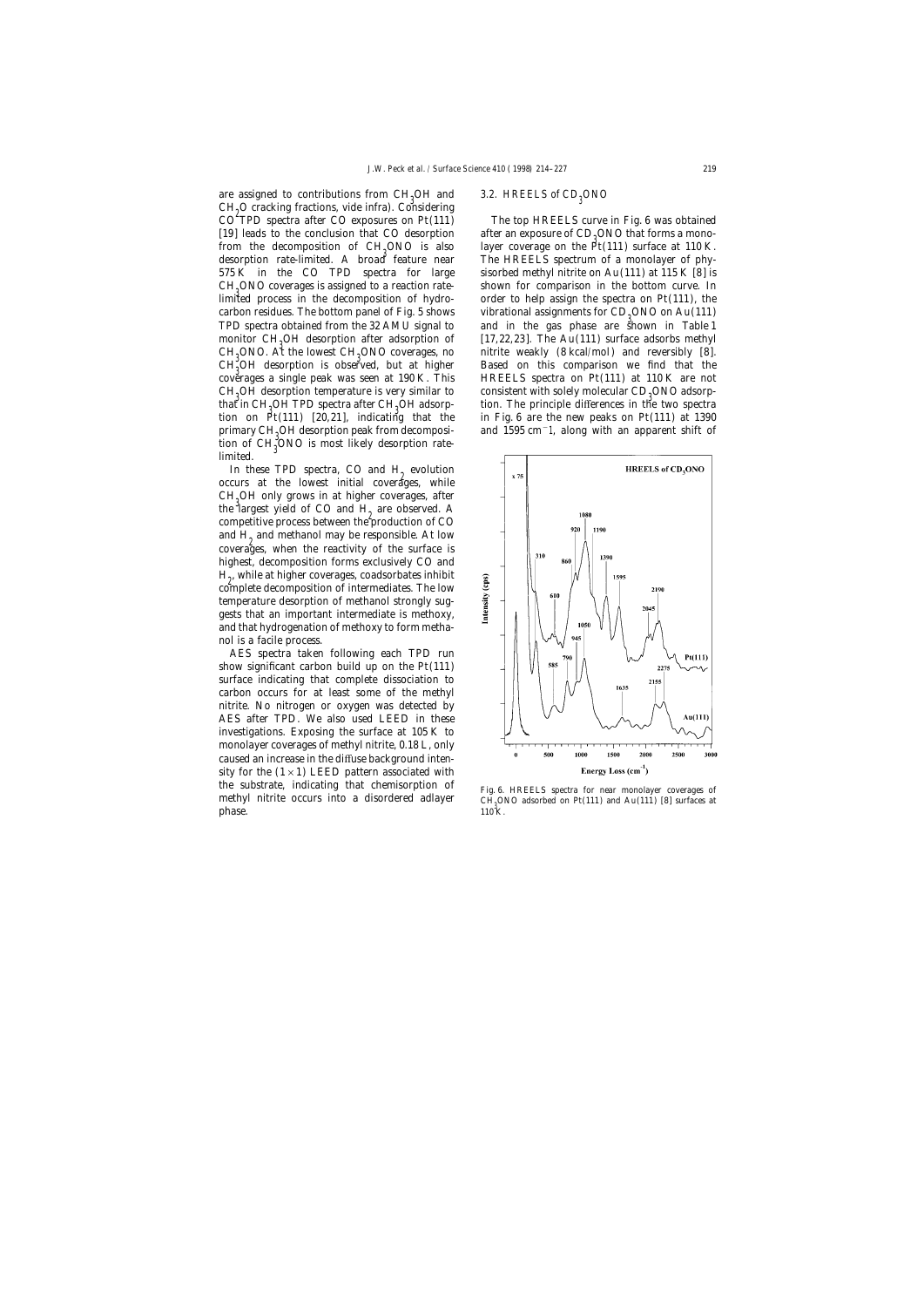are assigned to contributions from $CH_3OH$ and $CH_2O$ cracking fractions, vide infra). Considering $CO$ TPD spectra after CO exposures on Pt(111) [19] leads to the conclusion that CO desorption from the decomposition of $CH_3ONO$ is also desorption rate-limited. A broad feature near 575 K in the CO TPD spectra for large $CH_3ONO$ coverages is assigned to a reaction rate-limited process in the decomposition of hydrocarbon residues. The bottom panel of Fig. 5 shows TPD spectra obtained from the 32 AMU signal to monitor $CH_3OH$ desorption after adsorption of $CH_3ONO$. At the lowest $CH_3ONO$ coverages, no $CH_3OH$ desorption is observed, but at higher coverages a single peak was seen at 190 K. This $CH_3OH$ desorption temperature is very similar to that in $CH_3OH$ TPD spectra after $CH_3OH$ adsorption on Pt(111) [20,21], indicating that the primary $CH_3OH$ desorption peak from decomposition of $CH_3ONO$ is most likely desorption rate-limited.

In these TPD spectra, CO and $H_2$ evolution occurs at the lowest initial coverages, while $CH_3OH$ only grows in at higher coverages, after the largest yield of CO and $H_2$ are observed. A competitive process between the production of CO and $H_2$ and methanol may be responsible. At low coverages, when the reactivity of the surface is highest, decomposition forms exclusively CO and $H_2$, while at higher coverages, coadsorbates inhibit complete decomposition of intermediates. The low temperature desorption of methanol strongly suggests that an important intermediate is methoxy, and that hydrogenation of methoxy to form methanol is a facile process.

AES spectra taken following each TPD run show significant carbon build up on the Pt(111) surface indicating that complete dissociation to carbon occurs for at least some of the methyl nitrite. No nitrogen or oxygen was detected by AES after TPD. We also used LEED in these investigations. Exposing the surface at 105 K to monolayer coverages of methyl nitrite, 0.18 L, only caused an increase in the diffuse background intensity for the $(1\times1)$ LEED pattern associated with the substrate, indicating that chemisorption of methyl nitrite occurs into a disordered adlayer phase.

### 3.2. HREELS of $CD_3ONO$

The top HREELS curve in Fig. 6 was obtained after an exposure of $CD_3ONO$ that forms a monolayer coverage on the Pt(111) surface at 110 K. The HREELS spectrum of a monolayer of physisorbed methyl nitrite on Au(111) at 115 K [8] is shown for comparison in the bottom curve. In order to help assign the spectra on Pt(111), the vibrational assignments for $CD_3ONO$ on Au(111) and in the gas phase are shown in Table 1 [17,22,23]. The Au(111) surface adsorbs methyl nitrite weakly (8 kcal/mol) and reversibly [8]. Based on this comparison we find that the HREELS spectra on Pt(111) at 110 K are not consistent with solely molecular $CD_3ONO$ adsorption. The principle differences in the two spectra in Fig. 6 are the new peaks on Pt(111) at 1390 and 1595 $cm^{-1}$, along with an apparent shift of

Fig. 6. HREELS spectra for near monolayer coverages of $CH_3ONO$ adsorbed on Pt(111) and Au(111) [8] surfaces at 110 K.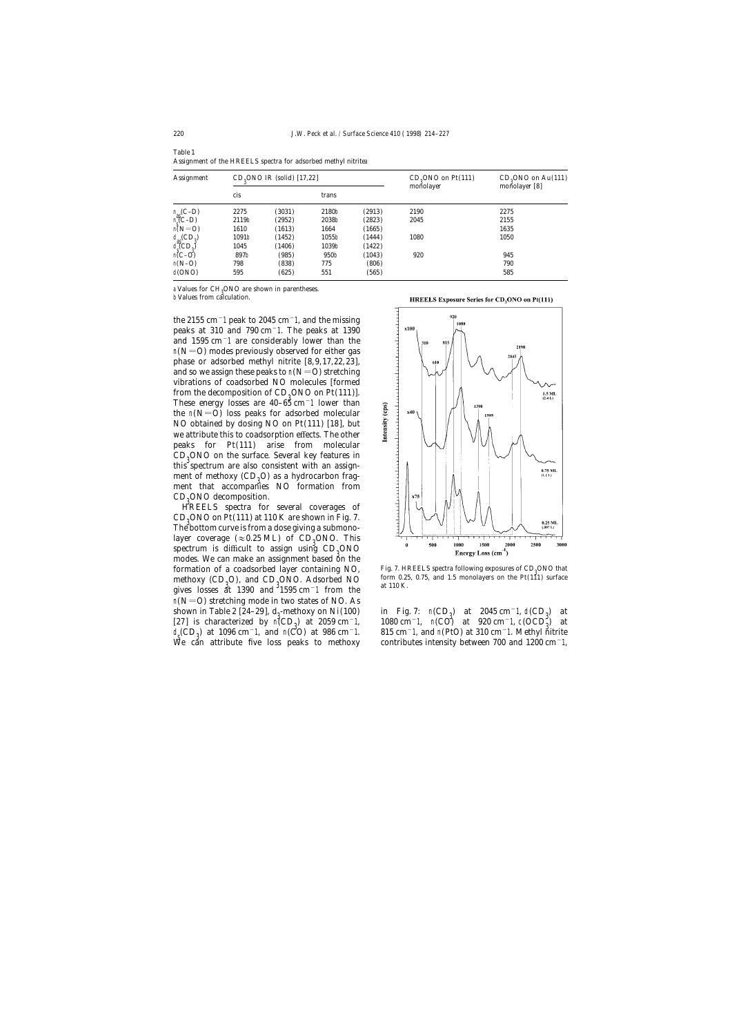Table 1
Assignment of the HREELS spectra for adsorbed methyl nitrite[a]

| Assignment | $CD_3ONO$ IR (solid) [17,22] | | | | $CD_3ONO$ on Pt(111) monolayer | $CD_3ONO$ on Au(111) monolayer [8] |
|---|---|---|---|---|---|---|
| | cis | | trans | | | |
| $\nu_{as}$(C–D) | 2275 | (3031) | 2180[b] | (2913) | 2190 | 2275 |
| $\nu_s$(C–D) | 2119[b] | (2952) | 2038[b] | (2823) | 2045 | 2155 |
| $\nu$(N=O) | 1610 | (1613) | 1664 | (1665) | | 1635 |
| $\delta_{as}(CD_3)$ | 1091[b] | (1452) | 1055[b] | (1444) | 1080 | 1050 |
| $\delta_s(CD_3)$ | 1045 | (1406) | 1039[b] | (1422) | | |
| $\nu$(C–O) | 897[b] | (985) | 950[b] | (1043) | 920 | 945 |
| $\nu$(N–O) | 798 | (838) | 775 | (806) | | 790 |
| $\delta$(ONO) | 595 | (625) | 551 | (565) | | 585 |

[a] Values for $CH_3ONO$ are shown in parentheses.
[b] Values from calculation.

the 2155 cm$^{-1}$ peak to 2045 cm$^{-1}$, and the missing peaks at 310 and 790 cm$^{-1}$. The peaks at 1390 and 1595 cm$^{-1}$ are considerably lower than the $\nu$(N=O) modes previously observed for either gas phase or adsorbed methyl nitrite [8,9,17,22,23], and so we assign these peaks to $\nu$(N=O) stretching vibrations of coadsorbed NO molecules [formed from the decomposition of $CD_3ONO$ on Pt(111)]. These energy losses are 40–65 cm$^{-1}$ lower than the $\nu$(N=O) loss peaks for adsorbed molecular NO obtained by dosing NO on Pt(111) [18], but we attribute this to coadsorption effects. The other peaks for Pt(111) arise from molecular $CD_3ONO$ on the surface. Several key features in this spectrum are also consistent with an assignment of methoxy ($CD_3O$) as a hydrocarbon fragment that accompanies NO formation from $CD_3ONO$ decomposition.

HREELS spectra for several coverages of $CD_3ONO$ on Pt(111) at 110 K are shown in Fig. 7. The bottom curve is from a dose giving a submonolayer coverage (≈0.25 ML) of $CD_3ONO$. This spectrum is difficult to assign using $CD_3ONO$ modes. We can make an assignment based on the formation of a coadsorbed layer containing NO, methoxy ($CD_3O$), and $CD_3ONO$. Adsorbed NO gives losses at 1390 and 1595 cm$^{-1}$ from the $\nu$(N=O) stretching mode in two states of NO. As shown in Table 2 [24–29], $d_3$-methoxy on Ni(100) [27] is characterized by $\nu(CD_3)$ at 2059 cm$^{-1}$, $\delta_s(CD_3)$ at 1096 cm$^{-1}$, and $\nu$(CO) at 986 cm$^{-1}$. We can attribute five loss peaks to methoxy in Fig. 7: $\nu(CD_3)$ at 2045 cm$^{-1}$, $\delta(CD_3)$ at 1080 cm$^{-1}$, $\nu$(CO) at 920 cm$^{-1}$, $\gamma(OCD_3)$ at 815 cm$^{-1}$, and $\nu$(PtO) at 310 cm$^{-1}$. Methyl nitrite contributes intensity between 700 and 1200 cm$^{-1}$,

Fig. 7. HREELS spectra following exposures of $CD_3ONO$ that form 0.25, 0.75, and 1.5 monolayers on the Pt(111) surface at 110 K.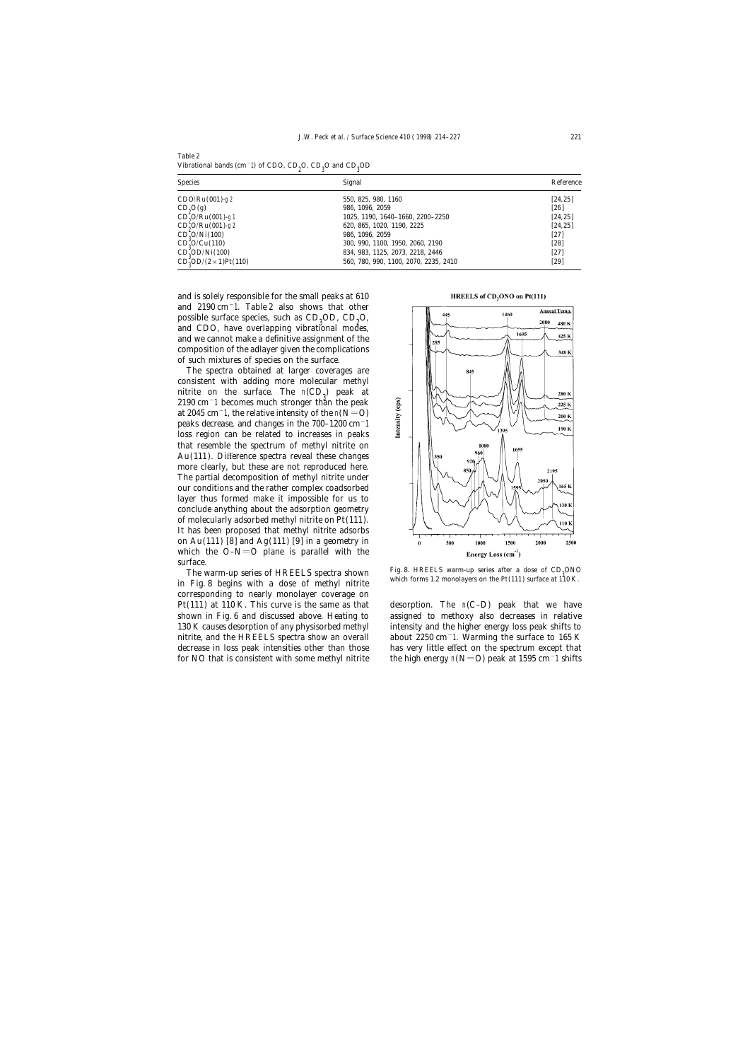Table 2
Vibrational bands ($cm^{-1}$) of CDO, $CD_2O$, $CD_3O$ and $CD_3OD$

| Species | Signal | Reference |
|---|---|---|
| CDO/Ru(001)-$\eta$2 | 550, 825, 980, 1160 | [24,25] |
| $CD_2O$(g) | 986, 1096, 2059 | [26] |
| $CD_2O$/Ru(001)-$\eta$1 | 1025, 1190, 1640–1660, 2200–2250 | [24,25] |
| $CD_2O$/Ru(001)-$\eta$2 | 620, 865, 1020, 1190, 2225 | [24,25] |
| $CD_2O$/Ni(100) | 986, 1096, 2059 | [27] |
| $CD_3O$/Cu(110) | 300, 990, 1100, 1950, 2060, 2190 | [28] |
| $CD_3OD$/Ni(100) | 834, 983, 1125, 2073, 2218, 2446 | [27] |
| $CD_3OD$/(2×1)Pt(110) | 560, 780, 990, 1100, 2070, 2235, 2410 | [29] |

and is solely responsible for the small peaks at 610 and 2190 $cm^{-1}$. Table 2 also shows that other possible surface species, such as $CD_3OD$, $CD_2O$, and CDO, have overlapping vibrational modes, and we cannot make a definitive assignment of the composition of the adlayer given the complications of such mixtures of species on the surface.

The spectra obtained at larger coverages are consistent with adding more molecular methyl nitrite on the surface. The $\nu(CD_3)$ peak at 2190 $cm^{-1}$ becomes much stronger than the peak at 2045 $cm^{-1}$, the relative intensity of the $\nu$(N=O) peaks decrease, and changes in the 700–1200 $cm^{-1}$ loss region can be related to increases in peaks that resemble the spectrum of methyl nitrite on Au(111). Difference spectra reveal these changes more clearly, but these are not reproduced here. The partial decomposition of methyl nitrite under our conditions and the rather complex coadsorbed layer thus formed make it impossible for us to conclude anything about the adsorption geometry of molecularly adsorbed methyl nitrite on Pt(111). It has been proposed that methyl nitrite adsorbs on Au(111) [8] and Ag(111) [9] in a geometry in which the O–N=O plane is parallel with the surface.

The warm-up series of HREELS spectra shown in Fig. 8 begins with a dose of methyl nitrite corresponding to nearly monolayer coverage on Pt(111) at 110 K. This curve is the same as that shown in Fig. 6 and discussed above. Heating to 130 K causes desorption of any physisorbed methyl nitrite, and the HREELS spectra show an overall decrease in loss peak intensities other than those for NO that is consistent with some methyl nitrite desorption. The $\nu$(C–D) peak that we have assigned to methoxy also decreases in relative intensity and the higher energy loss peak shifts to about 2250 $cm^{-1}$. Warming the surface to 165 K has very little effect on the spectrum except that the high energy $\nu$(N=O) peak at 1595 $cm^{-1}$ shifts

Fig. 8. HREELS warm-up series after a dose of $CD_3ONO$ which forms 1.2 monolayers on the Pt(111) surface at 110 K.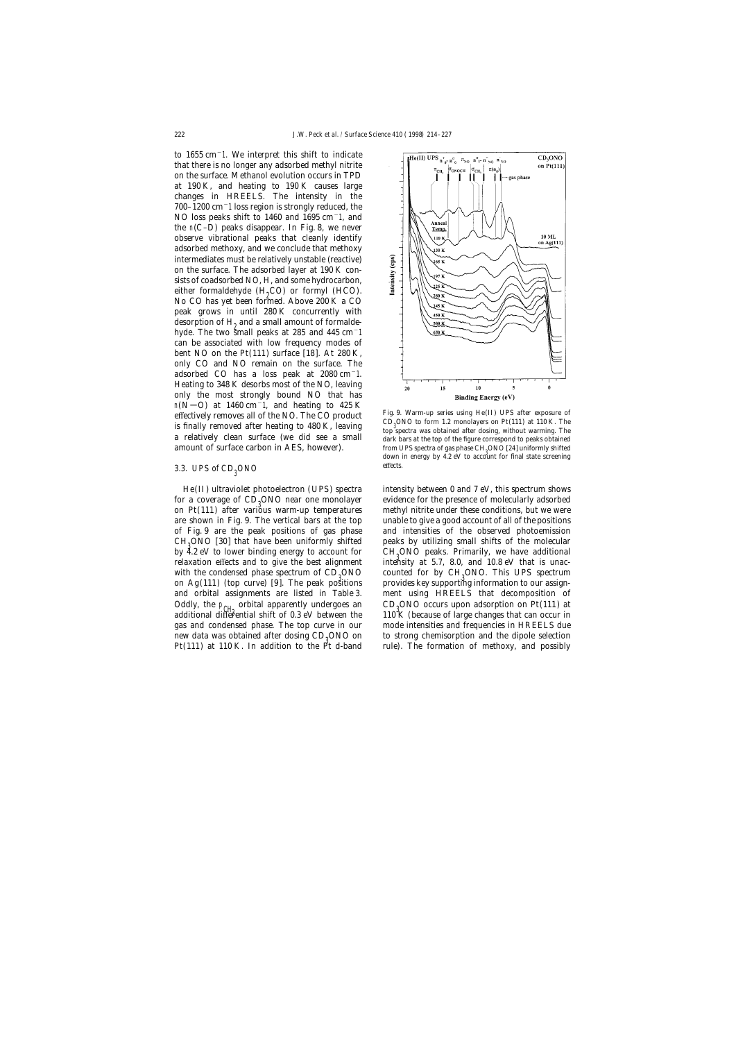to 1655 cm$^{-1}$. We interpret this shift to indicate that there is no longer any adsorbed methyl nitrite on the surface. Methanol evolution occurs in TPD at 190 K, and heating to 190 K causes large changes in HREELS. The intensity in the 700–1200 cm$^{-1}$ loss region is strongly reduced, the NO loss peaks shift to 1460 and 1695 cm$^{-1}$, and the $\nu$(C–D) peaks disappear. In Fig. 8, we never observe vibrational peaks that cleanly identify adsorbed methoxy, and we conclude that methoxy intermediates must be relatively unstable (reactive) on the surface. The adsorbed layer at 190 K consists of coadsorbed NO, H, and some hydrocarbon, either formaldehyde ($H_2CO$) or formyl (HCO). No CO has yet been formed. Above 200 K a CO peak grows in until 280 K concurrently with desorption of $H_2$ and a small amount of formaldehyde. The two small peaks at 285 and 445 cm$^{-1}$ can be associated with low frequency modes of bent NO on the Pt(111) surface [18]. At 280 K, only CO and NO remain on the surface. The adsorbed CO has a loss peak at 2080 cm$^{-1}$. Heating to 348 K desorbs most of the NO, leaving only the most strongly bound NO that has $\nu$(N=O) at 1460 cm$^{-1}$, and heating to 425 K effectively removes all of the NO. The CO product is finally removed after heating to 480 K, leaving a relatively clean surface (we did see a small amount of surface carbon in AES, however).

### 3.3. UPS of $CD_3ONO$

He(II) ultraviolet photoelectron (UPS) spectra for a coverage of $CD_3ONO$ near one monolayer on Pt(111) after various warm-up temperatures are shown in Fig. 9. The vertical bars at the top of Fig. 9 are the peak positions of gas phase $CH_3ONO$ [30] that have been uniformly shifted by 4.2 eV to lower binding energy to account for relaxation effects and to give the best alignment with the condensed phase spectrum of $CD_3ONO$ on Ag(111) (top curve) [9]. The peak positions and orbital assignments are listed in Table 3. Oddly, the $\rho_{CH_3}$ orbital apparently undergoes an additional differential shift of 0.3 eV between the gas and condensed phase. The top curve in our new data was obtained after dosing $CD_3ONO$ on Pt(111) at 110 K. In addition to the Pt d-band intensity between 0 and 7 eV, this spectrum shows evidence for the presence of molecularly adsorbed methyl nitrite under these conditions, but we were unable to give a good account of all of the positions and intensities of the observed photoemission peaks by utilizing small shifts of the molecular $CH_3ONO$ peaks. Primarily, we have additional intensity at 5.7, 8.0, and 10.8 eV that is unaccounted for by $CH_3ONO$. This UPS spectrum provides key supporting information to our assignment using HREELS that decomposition of $CD_3ONO$ occurs upon adsorption on Pt(111) at 110 K (because of large changes that can occur in mode intensities and frequencies in HREELS due to strong chemisorption and the dipole selection rule). The formation of methoxy, and possibly

Fig. 9. Warm-up series using He(II) UPS after exposure of $CD_3ONO$ to form 1.2 monolayers on Pt(111) at 110 K. The top spectra was obtained after dosing, without warming. The dark bars at the top of the figure correspond to peaks obtained from UPS spectra of gas phase $CH_3ONO$ [24] uniformly shifted down in energy by 4.2 eV to account for final state screening effects.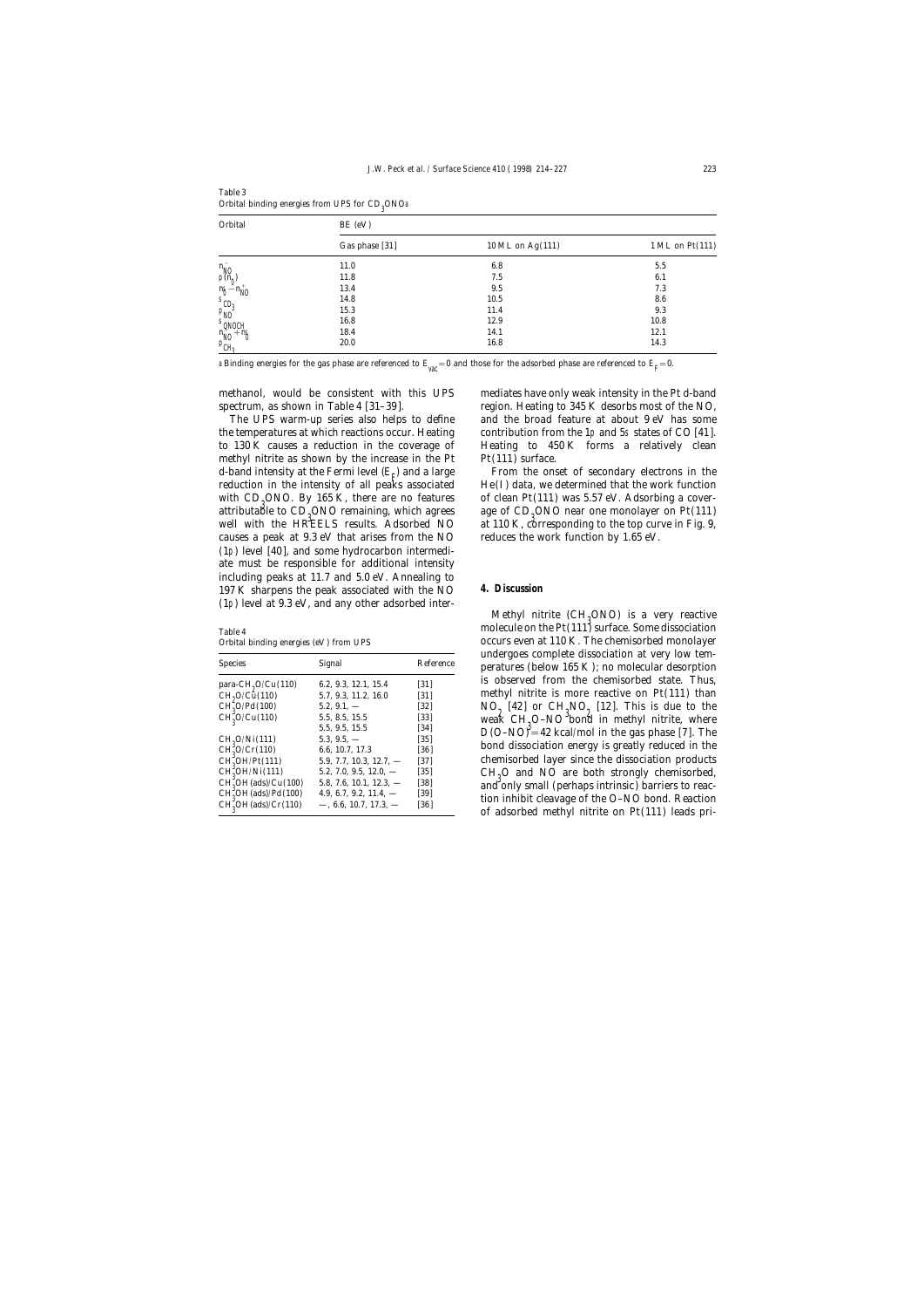Table 3
Orbital binding energies from UPS for $CD_3ONO$[a]

| Orbital | BE (eV) | | |
|---|---|---|---|
| | Gas phase [31] | 10 ML on Ag(111) | 1 ML on Pt(111) |
| $n^-_{NO}$ | 11.0 | 6.8 | 5.5 |
| $p(n_0)$ | 11.8 | 7.5 | 6.1 |
| $n_0^+ - n_{NO}^+$ | 13.4 | 9.5 | 7.3 |
| $s_{CD_3}$ | 14.8 | 10.5 | 8.6 |
| $p_{NO}$ | 15.3 | 11.4 | 9.3 |
| $s_{ONOCH}$ | 16.8 | 12.9 | 10.8 |
| $n_{NO}^+ + n_0^+$ | 18.4 | 14.1 | 12.1 |
| $p_{CH_3}$ | 20.0 | 16.8 | 14.3 |

[a] Binding energies for the gas phase are referenced to $E_{vac}=0$ and those for the adsorbed phase are referenced to $E_F=0$.

methanol, would be consistent with this UPS spectrum, as shown in Table 4 [31–39].

The UPS warm-up series also helps to define the temperatures at which reactions occur. Heating to 130 K causes a reduction in the coverage of methyl nitrite as shown by the increase in the Pt d-band intensity at the Fermi level ($E_F$) and a large reduction in the intensity of all peaks associated with $CD_3ONO$. By 165 K, there are no features attributable to $CD_3ONO$ remaining, which agrees well with the HREELS results. Adsorbed NO causes a peak at 9.3 eV that arises from the NO (1p) level [40], and some hydrocarbon intermediate must be responsible for additional intensity including peaks at 11.7 and 5.0 eV. Annealing to 197 K sharpens the peak associated with the NO (1p) level at 9.3 eV, and any other adsorbed intermediates have only weak intensity in the Pt d-band region. Heating to 345 K desorbs most of the NO, and the broad feature at about 9 eV has some contribution from the 1p and 5s states of CO [41]. Heating to 450 K forms a relatively clean Pt(111) surface.

From the onset of secondary electrons in the He(I) data, we determined that the work function of clean Pt(111) was 5.57 eV. Adsorbing a coverage of $CD_3ONO$ near one monolayer on Pt(111) at 110 K, corresponding to the top curve in Fig. 9, reduces the work function by 1.65 eV.

Table 4
Orbital binding energies (eV) from UPS

| Species | Signal | Reference |
|---|---|---|
| para-$CH_3O$/Cu(110) | 6.2, 9.3, 12.1, 15.4 | [31] |
| $CH_3O$/Cu(110) | 5.7, 9.3, 11.2, 16.0 | [31] |
| $CH_3O$/Pd(100) | 5.2, 9.1, — | [32] |
| $CH_3O$/Cu(110) | 5.5, 8.5, 15.5 | [33] |
| | 5.5, 9.5, 15.5 | [34] |
| $CH_3O$/Ni(111) | 5.3, 9.5, — | [35] |
| $CH_3O$/Cr(110) | 6.6, 10.7, 17.3 | [36] |
| $CH_3OH$/Pt(111) | 5.9, 7.7, 10.3, 12.7, — | [37] |
| $CH_3OH$/Ni(111) | 5.2, 7.0, 9.5, 12.0, — | [35] |
| $CH_3OH$ (ads)/Cu(100) | 5.8, 7.6, 10.1, 12.3, — | [38] |
| $CH_3OH$ (ads)/Pd(100) | 4.9, 6.7, 9.2, 11.4, — | [39] |
| $CH_3OH$ (ads)/Cr(110) | —, 6.6, 10.7, 17.3, — | [36] |

## 4. Discussion

Methyl nitrite ($CH_3ONO$) is a very reactive molecule on the Pt(111) surface. Some dissociation occurs even at 110 K. The chemisorbed monolayer undergoes complete dissociation at very low temperatures (below 165 K); no molecular desorption is observed from the chemisorbed state. Thus, methyl nitrite is more reactive on Pt(111) than $NO_2$ [42] or $CH_3NO_2$ [12]. This is due to the weak $CH_3O$–NO bond in methyl nitrite, where $D$(O–NO) = 42 kcal/mol in the gas phase [7]. The bond dissociation energy is greatly reduced in the chemisorbed layer since the dissociation products $CH_3O$ and NO are both strongly chemisorbed, and only small (perhaps intrinsic) barriers to reaction inhibit cleavage of the O–NO bond. Reaction of adsorbed methyl nitrite on Pt(111) leads pri-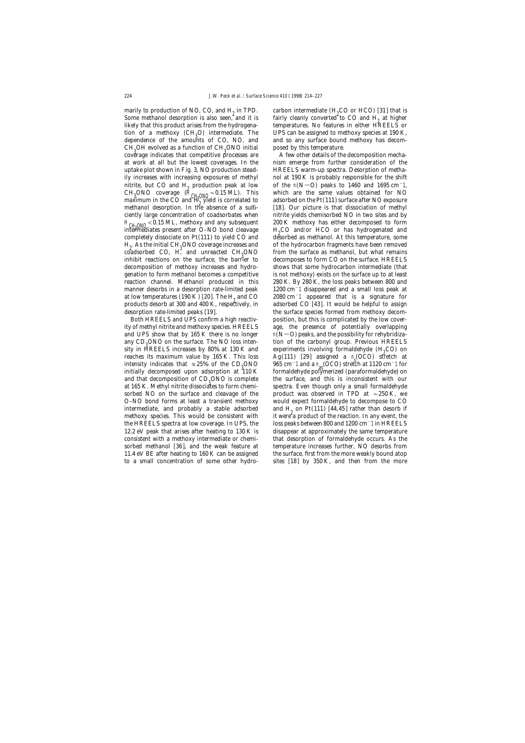marily to production of NO, CO, and $H_2$ in TPD. Some methanol desorption is also seen, and it is likely that this product arises from the hydrogenation of a methoxy ($CH_3O$) intermediate. The dependence of the amounts of CO, NO, and $CH_3OH$ evolved as a function of $CH_3ONO$ initial coverage indicates that competitive processes are at work at all but the lowest coverages. In the uptake plot shown in Fig. 3, NO production steadily increases with increasing exposures of methyl nitrite, but CO and $H_2$ production peak at low $CH_3ONO$ coverage ($\theta_{CH_3ONO} \sim 0.15$ ML). This maximum in the CO and $H_2$ yield is correlated to methanol desorption. In the absence of a sufficiently large concentration of coadsorbates when $\theta_{CH_3ONO} < 0.15$ ML, methoxy and any subsequent intermediates present after O–NO bond cleavage completely dissociate on Pt(111) to yield CO and $H_2$. As the initial $CH_3ONO$ coverage increases and coadsorbed CO, H, and unreacted $CH_3ONO$ inhibit reactions on the surface, the barrier to decomposition of methoxy increases and hydrogenation to form methanol becomes a competitive reaction channel. Methanol produced in this manner desorbs in a desorption rate-limited peak at low temperatures (190 K) [20]. The $H_2$ and CO products desorb at 300 and 400 K, respectively, in desorption rate-limited peaks [19].

Both HREELS and UPS confirm a high reactivity of methyl nitrite and methoxy species. HREELS and UPS show that by 165 K there is no longer any $CD_3ONO$ on the surface. The NO loss intensity in HREELS increases by 80% at 130 K and reaches its maximum value by 165 K. This loss intensity indicates that $\approx 25\%$ of the $CD_3ONO$ initially decomposed upon adsorption at 110 K and that decomposition of $CD_3ONO$ is complete at 165 K. Methyl nitrite dissociates to form chemisorbed NO on the surface and cleavage of the O–NO bond forms at least a transient methoxy intermediate, and probably a stable adsorbed methoxy species. This would be consistent with the HREELS spectra at low coverage. In UPS, the 12.2 eV peak that arises after heating to 130 K is consistent with a methoxy intermediate or chemisorbed methanol [36], and the weak feature at 11.4 eV BE after heating to 160 K can be assigned to a small concentration of some other hydrocarbon intermediate ($H_2CO$ or HCO) [31] that is fairly cleanly converted to CO and $H_2$ at higher temperatures. No features in either HREELS or UPS can be assigned to methoxy species at 190 K, and so any surface bound methoxy has decomposed by this temperature.

A few other details of the decomposition mechanism emerge from further consideration of the HREELS warm-up spectra. Desorption of methanol at 190 K is probably responsible for the shift of the $\nu(N{=}O)$ peaks to 1460 and 1695 $cm^{-1}$, which are the same values obtained for NO adsorbed on the Pt(111) surface after NO exposure [18]. Our picture is that dissociation of methyl nitrite yields chemisorbed NO in two sites and by 200 K methoxy has either decomposed to form $H_2CO$ and/or HCO or has hydrogenated and desorbed as methanol. At this temperature, some of the hydrocarbon fragments have been removed from the surface as methanol, but what remains decomposes to form CO on the surface. HREELS shows that some hydrocarbon intermediate (that is not methoxy) exists on the surface up to at least 280 K. By 280 K, the loss peaks between 800 and 1200 $cm^{-1}$ disappeared and a small loss peak at 2080 $cm^{-1}$ appeared that is a signature for adsorbed CO [43]. It would be helpful to assign the surface species formed from methoxy decomposition, but this is complicated by the low coverage, the presence of potentially overlapping $\nu(N{=}O)$ peaks, and the possibility for rehybridization of the carbonyl group. Previous HREELS experiments involving formaldehyde ($H_2CO$) on Ag(111) [29] assigned a $\nu_s$(OCO) stretch at 965 $cm^{-1}$ and a $\nu_{as}$(OCO) stretch at 1120 $cm^{-1}$ for formaldehyde polymerized (paraformaldehyde) on the surface, and this is inconsistent with our spectra. Even though only a small formaldehyde product was observed in TPD at $\sim$250 K, we would expect formaldehyde to decompose to CO and $H_2$ on Pt(111) [44,45] rather than desorb if it were a product of the reaction. In any event, the loss peaks between 800 and 1200 $cm^{-1}$ in HREELS disappear at approximately the same temperature that desorption of formaldehyde occurs. As the temperature increases further, NO desorbs from the surface, first from the more weakly bound atop sites [18] by 350 K, and then from the more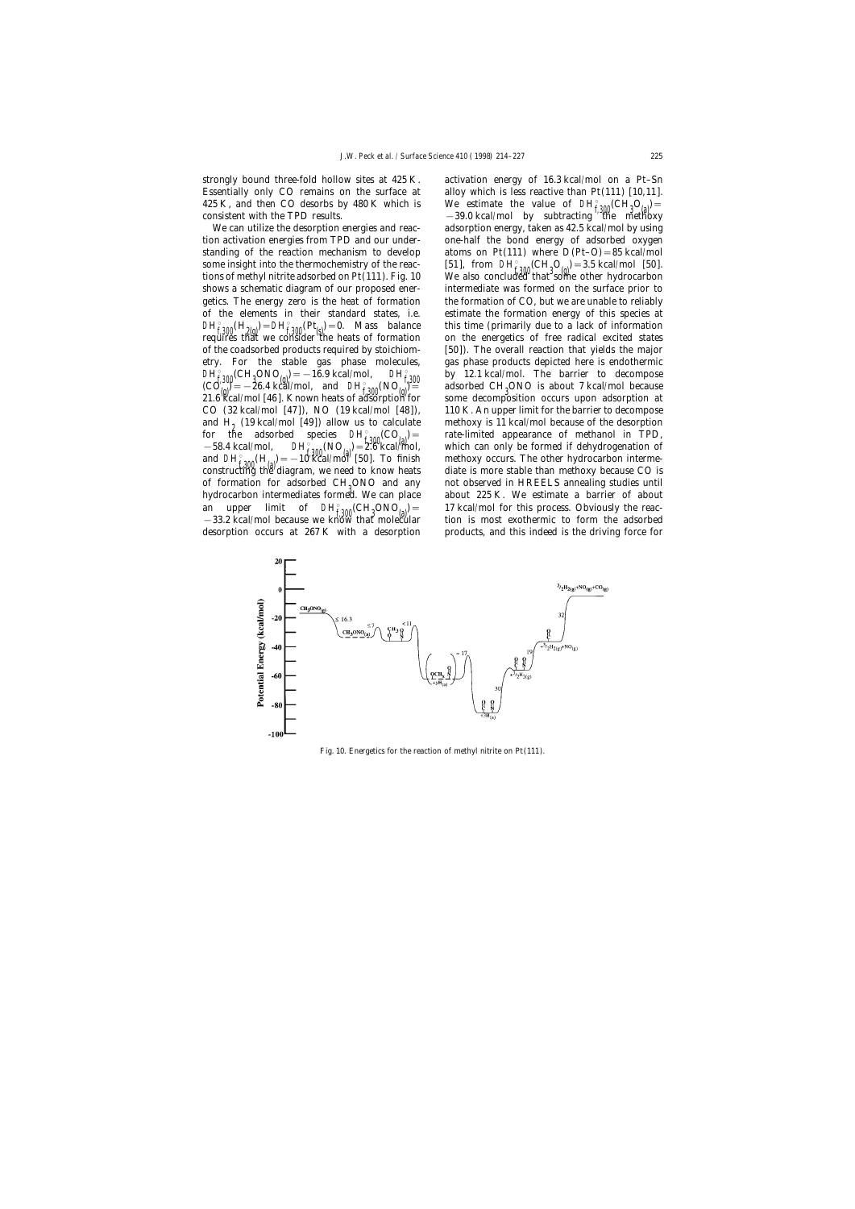strongly bound three-fold hollow sites at 425 K. Essentially only CO remains on the surface at 425 K, and then CO desorbs by 480 K which is consistent with the TPD results.

We can utilize the desorption energies and reaction activation energies from TPD and our understanding of the reaction mechanism to develop some insight into the thermochemistry of the reactions of methyl nitrite adsorbed on Pt(111). Fig. 10 shows a schematic diagram of our proposed energetics. The energy zero is the heat of formation of the elements in their standard states, i.e. $\Delta H^{\circ}_{f,300}(H_{2(g)}) = \Delta H^{\circ}_{f,300}(Pt_{(s)}) = 0$. Mass balance requires that we consider the heats of formation of the coadsorbed products required by stoichiometry. For the stable gas phase molecules, $\Delta H^{\circ}_{f,300}(CH_3ONO_{(g)}) = -16.9$ kcal/mol, $\Delta H^{\circ}_{f,300}(CO_{(g)}) = -26.4$ kcal/mol, and $\Delta H^{\circ}_{f,300}(NO_{(g)}) = 21.6$ kcal/mol [46]. Known heats of adsorption for CO (32 kcal/mol [47]), NO (19 kcal/mol [48]), and $H_2$ (19 kcal/mol [49]) allow us to calculate for the adsorbed species $\Delta H^{\circ}_{f,300}(CO_{(a)}) = -58.4$ kcal/mol, $\Delta H^{\circ}_{f,300}(NO_{(a)}) = 2.6$ kcal/mol, and $\Delta H^{\circ}_{f,300}(H_{(a)}) = -10$ kcal/mol [50]. To finish constructing the diagram, we need to know heats of formation for adsorbed $CH_3ONO$ and any hydrocarbon intermediates formed. We can place an upper limit of $\Delta H^{\circ}_{f,300}(CH_3ONO_{(a)}) = -33.2$ kcal/mol because we know that molecular desorption occurs at 267 K with a desorption activation energy of 16.3 kcal/mol on a Pt–Sn alloy which is less reactive than Pt(111) [10,11]. We estimate the value of $\Delta H^{\circ}_{f,300}(CH_3O_{(a)}) = -39.0$ kcal/mol by subtracting the methoxy adsorption energy, taken as 42.5 kcal/mol by using one-half the bond energy of adsorbed oxygen atoms on Pt(111) where $D(Pt\text{–}O) = 85$ kcal/mol [51], from $\Delta H^{\circ}_{f,300}(CH_3O_{(g)}) = 3.5$ kcal/mol [50]. We also concluded that some other hydrocarbon intermediate was formed on the surface prior to the formation of CO, but we are unable to reliably estimate the formation energy of this species at this time (primarily due to a lack of information on the energetics of free radical excited states [50]). The overall reaction that yields the major gas phase products depicted here is endothermic by 12.1 kcal/mol. The barrier to decompose adsorbed $CH_3ONO$ is about 7 kcal/mol because some decomposition occurs upon adsorption at 110 K. An upper limit for the barrier to decompose methoxy is 11 kcal/mol because of the desorption rate-limited appearance of methanol in TPD, which can only be formed if dehydrogenation of methoxy occurs. The other hydrocarbon intermediate is more stable than methoxy because CO is not observed in HREELS annealing studies until about 225 K. We estimate a barrier of about 17 kcal/mol for this process. Obviously the reaction is most exothermic to form the adsorbed products, and this indeed is the driving force for

Fig. 10. Energetics for the reaction of methyl nitrite on Pt(111).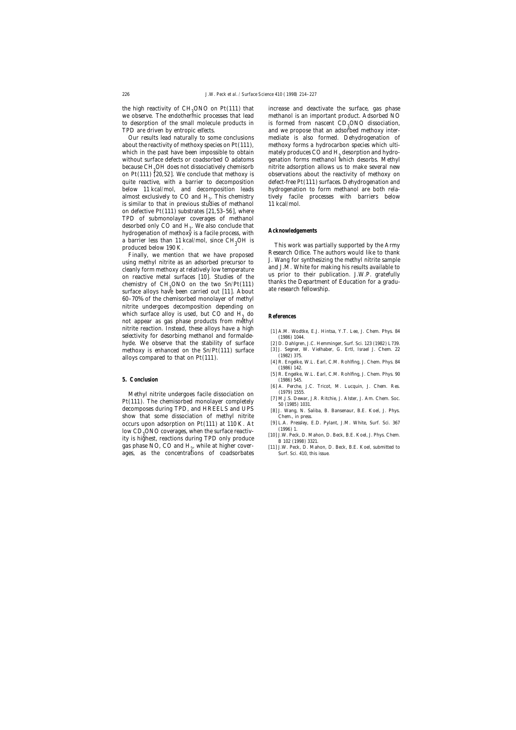the high reactivity of $CH_3ONO$ on Pt(111) that we observe. The endothermic processes that lead to desorption of the small molecule products in TPD are driven by entropic effects.

Our results lead naturally to some conclusions about the reactivity of methoxy species on Pt(111), which in the past have been impossible to obtain without surface defects or coadsorbed O adatoms because $CH_3OH$ does not dissociatively chemisorb on Pt(111) [20,52]. We conclude that methoxy is quite reactive, with a barrier to decomposition below 11 kcal/mol, and decomposition leads almost exclusively to CO and $H_2$. This chemistry is similar to that in previous studies of methanol on defective Pt(111) substrates [21,53–56], where TPD of submonolayer coverages of methanol desorbed only CO and $H_2$. We also conclude that hydrogenation of methoxy is a facile process, with a barrier less than 11 kcal/mol, since $CH_3OH$ is produced below 190 K.

Finally, we mention that we have proposed using methyl nitrite as an adsorbed precursor to cleanly form methoxy at relatively low temperature on reactive metal surfaces [10]. Studies of the chemistry of $CH_3ONO$ on the two Sn/Pt(111) surface alloys have been carried out [11]. About 60–70% of the chemisorbed monolayer of methyl nitrite undergoes decomposition depending on which surface alloy is used, but CO and $H_2$ do not appear as gas phase products from methyl nitrite reaction. Instead, these alloys have a high selectivity for desorbing methanol and formaldehyde. We observe that the stability of surface methoxy is enhanced on the Sn/Pt(111) surface alloys compared to that on Pt(111).

## 5. Conclusion

Methyl nitrite undergoes facile dissociation on Pt(111). The chemisorbed monolayer completely decomposes during TPD, and HREELS and UPS show that some dissociation of methyl nitrite occurs upon adsorption on Pt(111) at 110 K. At low $CD_3ONO$ coverages, when the surface reactivity is highest, reactions during TPD only produce gas phase NO, CO and $H_2$, while at higher coverages, as the concentrations of coadsorbates increase and deactivate the surface, gas phase methanol is an important product. Adsorbed NO is formed from nascent $CD_3ONO$ dissociation, and we propose that an adsorbed methoxy intermediate is also formed. Dehydrogenation of methoxy forms a hydrocarbon species which ultimately produces CO and $H_2$ desorption and hydrogenation forms methanol which desorbs. Methyl nitrite adsorption allows us to make several new observations about the reactivity of methoxy on defect-free Pt(111) surfaces. Dehydrogenation and hydrogenation to form methanol are both relatively facile processes with barriers below 11 kcal/mol.

## Acknowledgements

This work was partially supported by the Army Research Office. The authors would like to thank J. Wang for synthesizing the methyl nitrite sample and J.M. White for making his results available to us prior to their publication. J.W.P. gratefully thanks the Department of Education for a graduate research fellowship.

## References

[1] A.M. Wodtke, E.J. Hintsa, Y.T. Lee, J. Chem. Phys. 84 (1986) 1044.

[2] D. Dahlgren, J.C. Hemminger, Surf. Sci. 123 (1982) L739.

[3] J. Segner, W. Vielhaber, G. Ertl, Israel J. Chem. 22 (1982) 375.

[4] R. Engelke, W.L. Earl, C.M. Rohlfing, J. Chem. Phys. 84 (1986) 142.

[5] R. Engelke, W.L. Earl, C.M. Rohlfing, J. Chem. Phys. 90 (1986) 545.

[6] A. Perche, J.C. Tricot, M. Lucquin, J. Chem. Res. (1979) 1555.

[7] M.J.S. Dewar, J.R. Ritchie, J. Alster, J. Am. Chem. Soc. 50 (1985) 1031.

[8] J. Wang, N. Saliba, B. Bansenaur, B.E. Koel, J. Phys. Chem., in press.

[9] L.A. Pressley, E.D. Pylant, J.M. White, Surf. Sci. 367 (1996) 1.

[10] J.W. Peck, D. Mahon, D. Beck, B.E. Koel, J. Phys. Chem. B 102 (1998) 3321.

[11] J.W. Peck, D. Mahon, D. Beck, B.E. Koel, submitted to Surf. Sci. 410, this issue.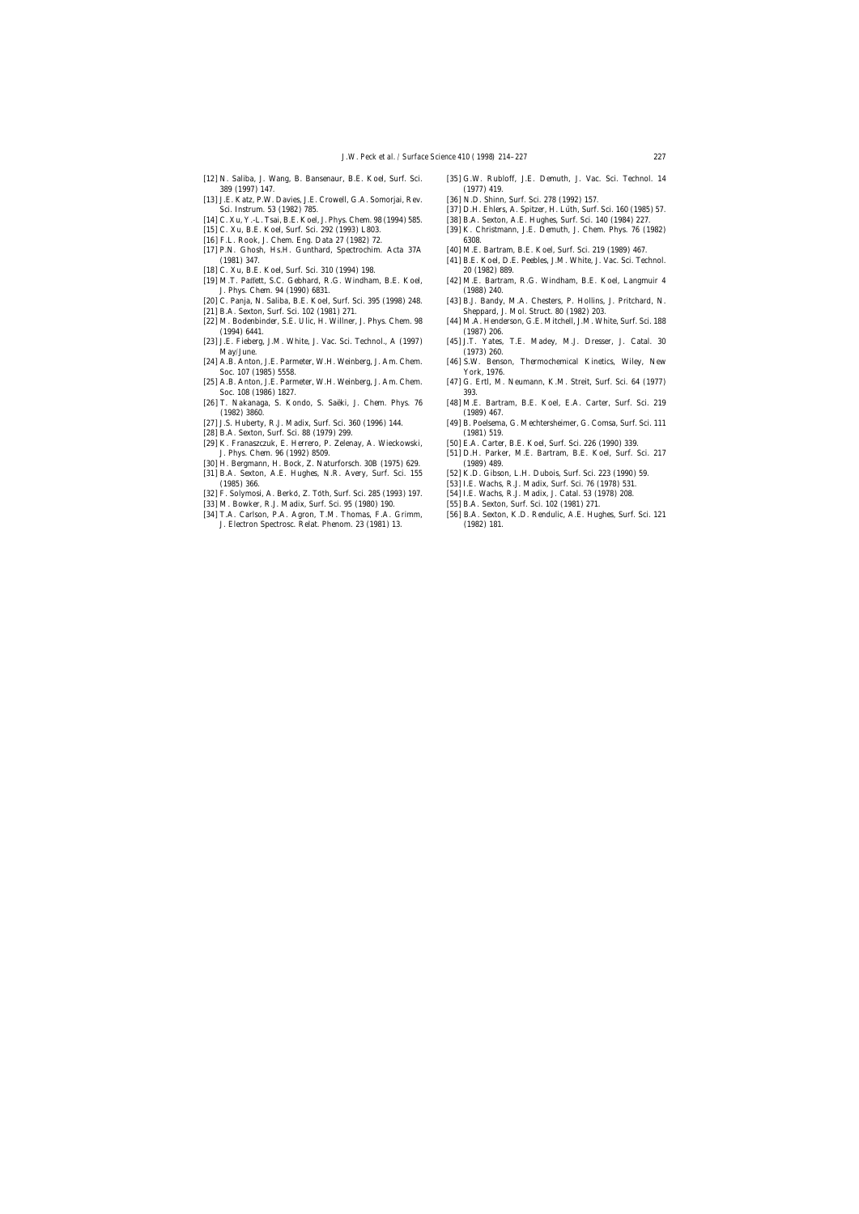[12] N. Saliba, J. Wang, B. Bansenaur, B.E. Koel, Surf. Sci. 389 (1997) 147.

[13] J.E. Katz, P.W. Davies, J.E. Crowell, G.A. Somorjai, Rev. Sci. Instrum. 53 (1982) 785.

[14] C. Xu, Y.-L. Tsai, B.E. Koel, J. Phys. Chem. 98 (1994) 585.

[15] C. Xu, B.E. Koel, Surf. Sci. 292 (1993) L803.

[16] F.L. Rook, J. Chem. Eng. Data 27 (1982) 72.

[17] P.N. Ghosh, Hs.H. Gunthard, Spectrochim. Acta 37A (1981) 347.

[18] C. Xu, B.E. Koel, Surf. Sci. 310 (1994) 198.

[19] M.T. Paffett, S.C. Gebhard, R.G. Windham, B.E. Koel, J. Phys. Chem. 94 (1990) 6831.

[20] C. Panja, N. Saliba, B.E. Koel, Surf. Sci. 395 (1998) 248.

[21] B.A. Sexton, Surf. Sci. 102 (1981) 271.

[22] M. Bodenbinder, S.E. Ulic, H. Willner, J. Phys. Chem. 98 (1994) 6441.

[23] J.E. Fieberg, J.M. White, J. Vac. Sci. Technol., A (1997) May/June.

[24] A.B. Anton, J.E. Parmeter, W.H. Weinberg, J. Am. Chem. Soc. 107 (1985) 5558.

[25] A.B. Anton, J.E. Parmeter, W.H. Weinberg, J. Am. Chem. Soc. 108 (1986) 1827.

[26] T. Nakanaga, S. Kondo, S. Saëki, J. Chem. Phys. 76 (1982) 3860.

[27] J.S. Huberty, R.J. Madix, Surf. Sci. 360 (1996) 144.

[28] B.A. Sexton, Surf. Sci. 88 (1979) 299.

[29] K. Franaszczuk, E. Herrero, P. Zelenay, A. Wieckowski, J. Phys. Chem. 96 (1992) 8509.

[30] H. Bergmann, H. Bock, Z. Naturforsch. 30B (1975) 629.

[31] B.A. Sexton, A.E. Hughes, N.R. Avery, Surf. Sci. 155 (1985) 366.

[32] F. Solymosi, A. Berkó, Z. Tóth, Surf. Sci. 285 (1993) 197.

[33] M. Bowker, R.J. Madix, Surf. Sci. 95 (1980) 190.

[34] T.A. Carlson, P.A. Agron, T.M. Thomas, F.A. Grimm, J. Electron Spectrosc. Relat. Phenom. 23 (1981) 13.

[35] G.W. Rubloff, J.E. Demuth, J. Vac. Sci. Technol. 14 (1977) 419.

[36] N.D. Shinn, Surf. Sci. 278 (1992) 157.

[37] D.H. Ehlers, A. Spitzer, H. Lüth, Surf. Sci. 160 (1985) 57.

[38] B.A. Sexton, A.E. Hughes, Surf. Sci. 140 (1984) 227.

[39] K. Christmann, J.E. Demuth, J. Chem. Phys. 76 (1982) 6308.

[40] M.E. Bartram, B.E. Koel, Surf. Sci. 219 (1989) 467.

[41] B.E. Koel, D.E. Peebles, J.M. White, J. Vac. Sci. Technol. 20 (1982) 889.

[42] M.E. Bartram, R.G. Windham, B.E. Koel, Langmuir 4 (1988) 240.

[43] B.J. Bandy, M.A. Chesters, P. Hollins, J. Pritchard, N. Sheppard, J. Mol. Struct. 80 (1982) 203.

[44] M.A. Henderson, G.E. Mitchell, J.M. White, Surf. Sci. 188 (1987) 206.

[45] J.T. Yates, T.E. Madey, M.J. Dresser, J. Catal. 30 (1973) 260.

[46] S.W. Benson, Thermochemical Kinetics, Wiley, New York, 1976.

[47] G. Ertl, M. Neumann, K.M. Streit, Surf. Sci. 64 (1977) 393.

[48] M.E. Bartram, B.E. Koel, E.A. Carter, Surf. Sci. 219 (1989) 467.

[49] B. Poelsema, G. Mechtersheimer, G. Comsa, Surf. Sci. 111 (1981) 519.

[50] E.A. Carter, B.E. Koel, Surf. Sci. 226 (1990) 339.

[51] D.H. Parker, M.E. Bartram, B.E. Koel, Surf. Sci. 217 (1989) 489.

[52] K.D. Gibson, L.H. Dubois, Surf. Sci. 223 (1990) 59.

[53] I.E. Wachs, R.J. Madix, Surf. Sci. 76 (1978) 531.

[54] I.E. Wachs, R.J. Madix, J. Catal. 53 (1978) 208.

[55] B.A. Sexton, Surf. Sci. 102 (1981) 271.

[56] B.A. Sexton, K.D. Rendulic, A.E. Hughes, Surf. Sci. 121 (1982) 181.